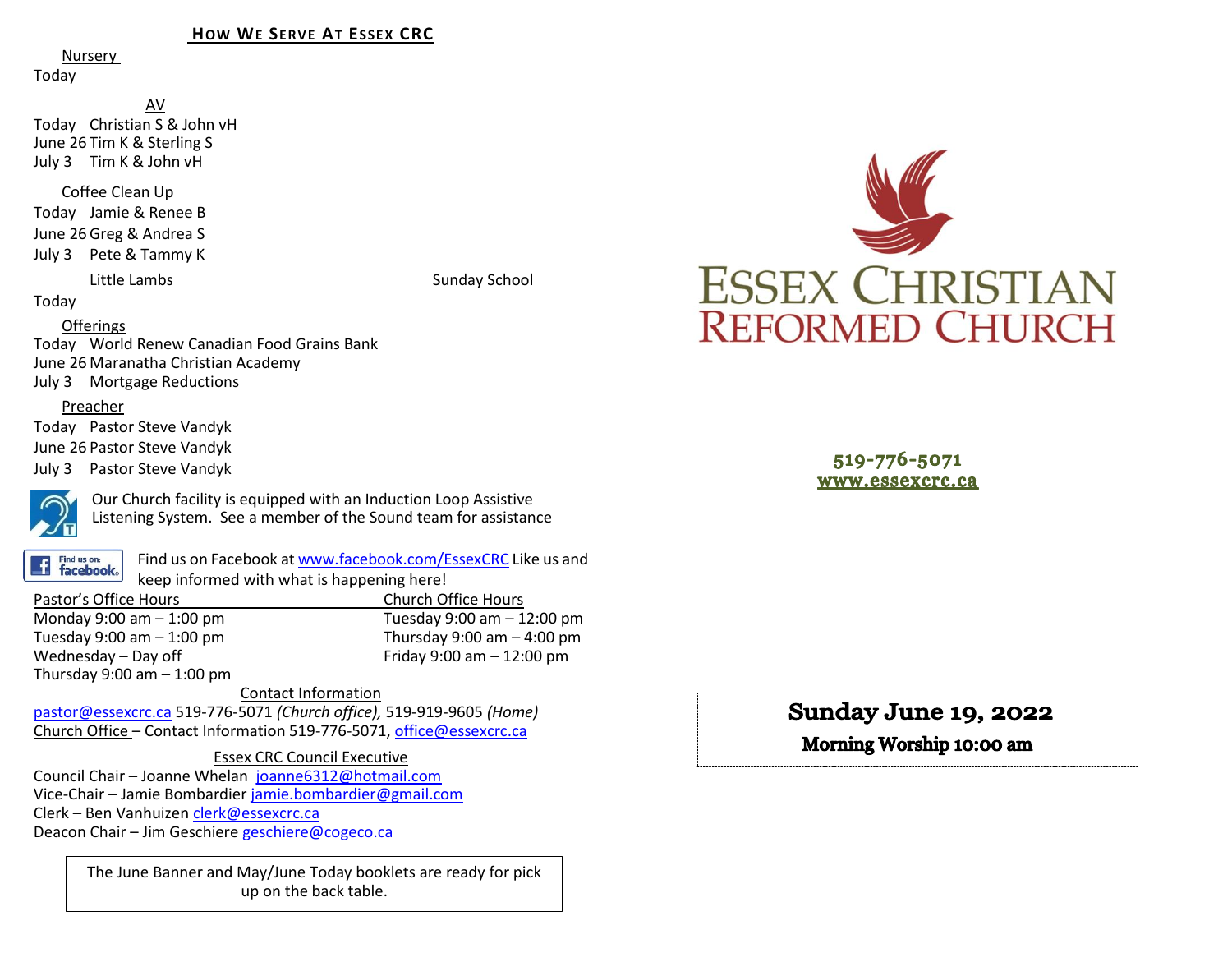## How We Serve At Essex CRC

Nursery
Today

AV
Today Christian S & John vH
June 26 Tim K & Sterling S
July 3 Tim K & John vH

Coffee Clean Up
Today Jamie & Renee B
June 26 Greg & Andrea S
July 3 Pete & Tammy K

Little Lambs | Sunday School
Today

Offerings
Today World Renew Canadian Food Grains Bank
June 26 Maranatha Christian Academy
July 3 Mortgage Reductions

Preacher
Today Pastor Steve Vandyk
June 26 Pastor Steve Vandyk
July 3 Pastor Steve Vandyk

Our Church facility is equipped with an Induction Loop Assistive Listening System. See a member of the Sound team for assistance

Find us on Facebook at www.facebook.com/EssexCRC Like us and keep informed with what is happening here!

| Pastor's Office Hours | Church Office Hours |
|---|---|
| Monday 9:00 am – 1:00 pm | Tuesday 9:00 am – 12:00 pm |
| Tuesday 9:00 am – 1:00 pm | Thursday 9:00 am – 4:00 pm |
| Wednesday – Day off | Friday 9:00 am – 12:00 pm |
| Thursday 9:00 am – 1:00 pm | |

Contact Information
pastor@essexcrc.ca 519-776-5071 *(Church office)*, 519-919-9605 *(Home)*
Church Office – Contact Information 519-776-5071, office@essexcrc.ca

Essex CRC Council Executive
Council Chair – Joanne Whelan joanne6312@hotmail.com
Vice-Chair – Jamie Bombardier jamie.bombardier@gmail.com
Clerk – Ben Vanhuizen clerk@essexcrc.ca
Deacon Chair – Jim Geschiere geschiere@cogeco.ca

The June Banner and May/June Today booklets are ready for pick up on the back table.

# Essex Christian Reformed Church

519-776-5071
www.essexcrc.ca

**Sunday June 19, 2022**

**Morning Worship 10:00 am**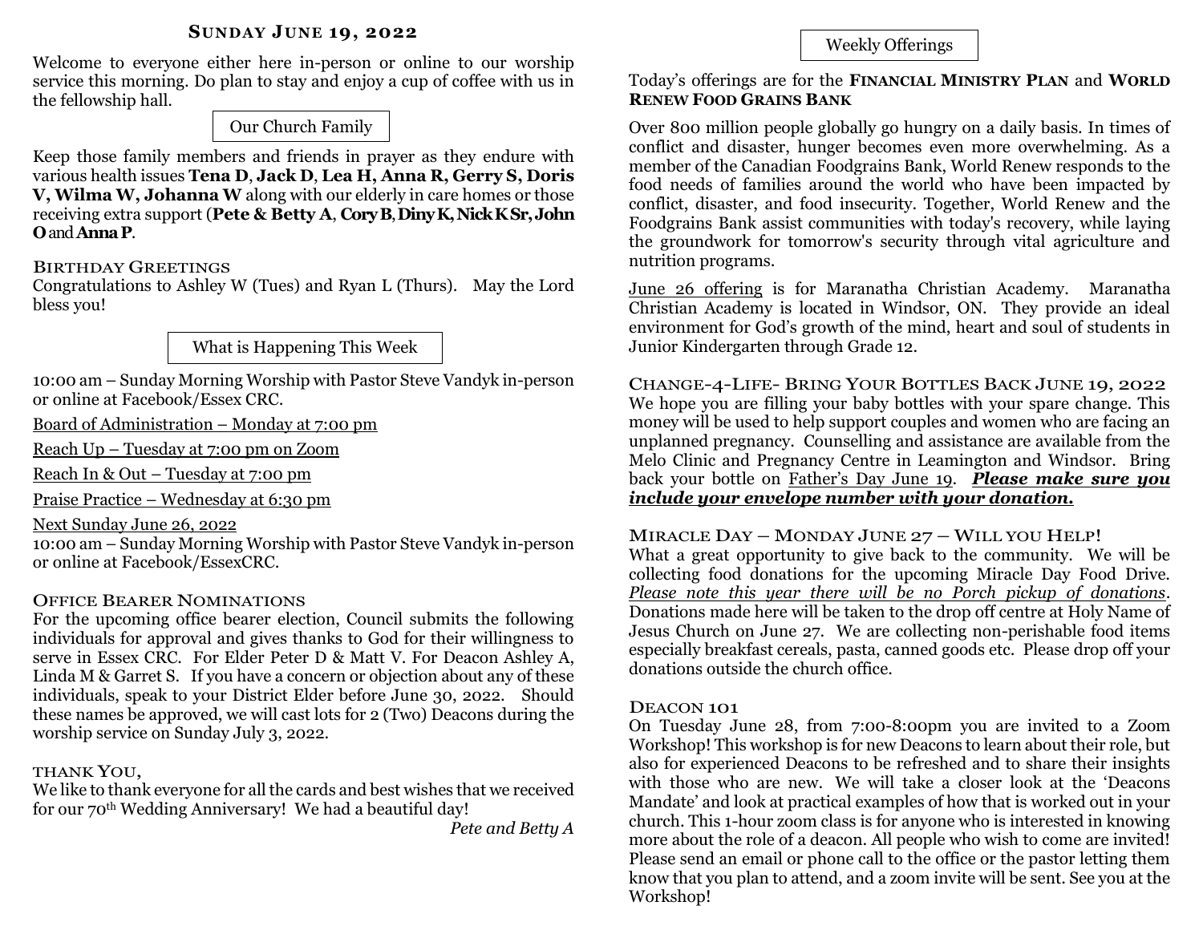## Sunday June 19, 2022

Welcome to everyone either here in-person or online to our worship service this morning. Do plan to stay and enjoy a cup of coffee with us in the fellowship hall.

### Our Church Family

Keep those family members and friends in prayer as they endure with various health issues **Tena D**, **Jack D**, **Lea H, Anna R, Gerry S, Doris V, Wilma W, Johanna W** along with our elderly in care homes or those receiving extra support (**Pete & Betty A**, **Cory B**, **Diny K, Nick K Sr, John O** and **Anna P**.

### Birthday Greetings

Congratulations to Ashley W (Tues) and Ryan L (Thurs). May the Lord bless you!

### What is Happening This Week

10:00 am – Sunday Morning Worship with Pastor Steve Vandyk in-person or online at Facebook/Essex CRC.

Board of Administration – Monday at 7:00 pm

Reach Up – Tuesday at 7:00 pm on Zoom

Reach In & Out – Tuesday at 7:00 pm

Praise Practice – Wednesday at 6:30 pm

Next Sunday June 26, 2022

10:00 am – Sunday Morning Worship with Pastor Steve Vandyk in-person or online at Facebook/EssexCRC.

### Office Bearer Nominations

For the upcoming office bearer election, Council submits the following individuals for approval and gives thanks to God for their willingness to serve in Essex CRC. For Elder Peter D & Matt V. For Deacon Ashley A, Linda M & Garret S. If you have a concern or objection about any of these individuals, speak to your District Elder before June 30, 2022. Should these names be approved, we will cast lots for 2 (Two) Deacons during the worship service on Sunday July 3, 2022.

### Thank You,

We like to thank everyone for all the cards and best wishes that we received for our 70th Wedding Anniversary! We had a beautiful day!

*Pete and Betty A*

### Weekly Offerings

Today's offerings are for the **Financial Ministry Plan** and **World Renew Food Grains Bank**

Over 800 million people globally go hungry on a daily basis. In times of conflict and disaster, hunger becomes even more overwhelming. As a member of the Canadian Foodgrains Bank, World Renew responds to the food needs of families around the world who have been impacted by conflict, disaster, and food insecurity. Together, World Renew and the Foodgrains Bank assist communities with today's recovery, while laying the groundwork for tomorrow's security through vital agriculture and nutrition programs.

June 26 offering is for Maranatha Christian Academy. Maranatha Christian Academy is located in Windsor, ON. They provide an ideal environment for God's growth of the mind, heart and soul of students in Junior Kindergarten through Grade 12.

### Change-4-Life- Bring Your Bottles Back June 19, 2022

We hope you are filling your baby bottles with your spare change. This money will be used to help support couples and women who are facing an unplanned pregnancy. Counselling and assistance are available from the Melo Clinic and Pregnancy Centre in Leamington and Windsor. Bring back your bottle on Father's Day June 19. ***Please make sure you include your envelope number with your donation.***

### Miracle Day – Monday June 27 – Will you Help!

What a great opportunity to give back to the community. We will be collecting food donations for the upcoming Miracle Day Food Drive. *Please note this year there will be no Porch pickup of donations*. Donations made here will be taken to the drop off centre at Holy Name of Jesus Church on June 27. We are collecting non-perishable food items especially breakfast cereals, pasta, canned goods etc. Please drop off your donations outside the church office.

### Deacon 101

On Tuesday June 28, from 7:00-8:00pm you are invited to a Zoom Workshop! This workshop is for new Deacons to learn about their role, but also for experienced Deacons to be refreshed and to share their insights with those who are new. We will take a closer look at the 'Deacons Mandate' and look at practical examples of how that is worked out in your church. This 1-hour zoom class is for anyone who is interested in knowing more about the role of a deacon. All people who wish to come are invited! Please send an email or phone call to the office or the pastor letting them know that you plan to attend, and a zoom invite will be sent. See you at the Workshop!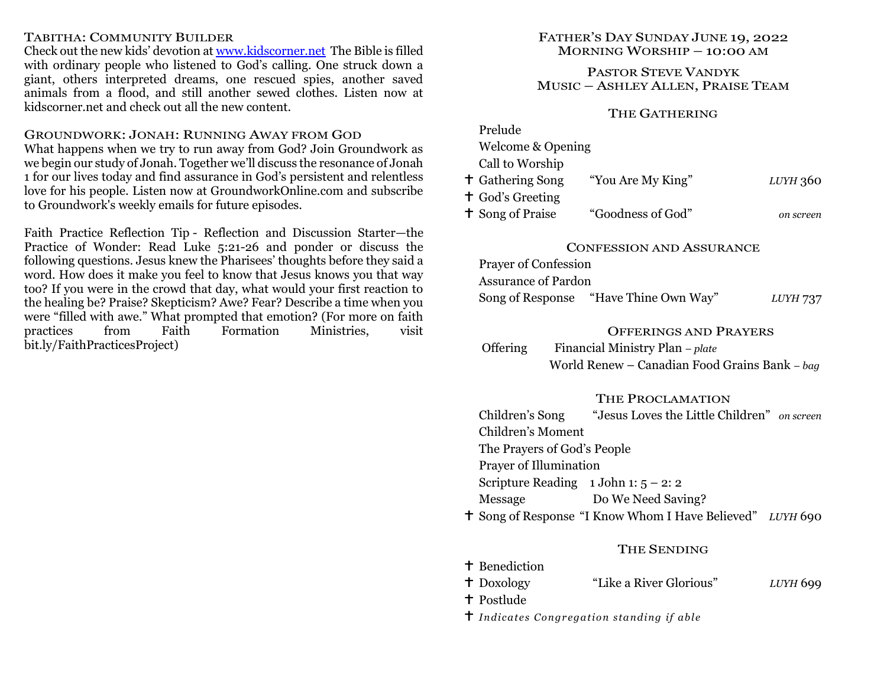### Tabitha: Community Builder

Check out the new kids' devotion at [www.kidscorner.net](http://www.kidscorner.net) The Bible is filled with ordinary people who listened to God's calling. One struck down a giant, others interpreted dreams, one rescued spies, another saved animals from a flood, and still another sewed clothes. Listen now at kidscorner.net and check out all the new content.

### Groundwork: Jonah: Running Away from God

What happens when we try to run away from God? Join Groundwork as we begin our study of Jonah. Together we'll discuss the resonance of Jonah 1 for our lives today and find assurance in God's persistent and relentless love for his people. Listen now at GroundworkOnline.com and subscribe to Groundwork's weekly emails for future episodes.

Faith Practice Reflection Tip - Reflection and Discussion Starter—the Practice of Wonder: Read Luke 5:21-26 and ponder or discuss the following questions. Jesus knew the Pharisees' thoughts before they said a word. How does it make you feel to know that Jesus knows you that way too? If you were in the crowd that day, what would your first reaction to the healing be? Praise? Skepticism? Awe? Fear? Describe a time when you were "filled with awe." What prompted that emotion? (For more on faith practices from Faith Formation Ministries, visit bit.ly/FaithPracticesProject)

## Father's Day Sunday June 19, 2022
## Morning Worship – 10:00 am

Pastor Steve Vandyk
Music – Ashley Allen, Praise Team

### The Gathering

Prelude
Welcome & Opening
Call to Worship
✝ Gathering Song — "You Are My King" — *LUYH* 360
✝ God's Greeting
✝ Song of Praise — "Goodness of God" — *on screen*

### Confession and Assurance

Prayer of Confession
Assurance of Pardon
Song of Response — "Have Thine Own Way" — *LUYH* 737

### Offerings and Prayers

Offering — Financial Ministry Plan – *plate*
World Renew – Canadian Food Grains Bank – *bag*

### The Proclamation

Children's Song — "Jesus Loves the Little Children" — *on screen*
Children's Moment
The Prayers of God's People
Prayer of Illumination
Scripture Reading — 1 John 1: 5 – 2: 2
Message — Do We Need Saving?
✝ Song of Response — "I Know Whom I Have Believed" — *LUYH* 690

### The Sending

✝ Benediction
✝ Doxology — "Like a River Glorious" — *LUYH* 699
✝ Postlude

✝ *Indicates Congregation standing if able*